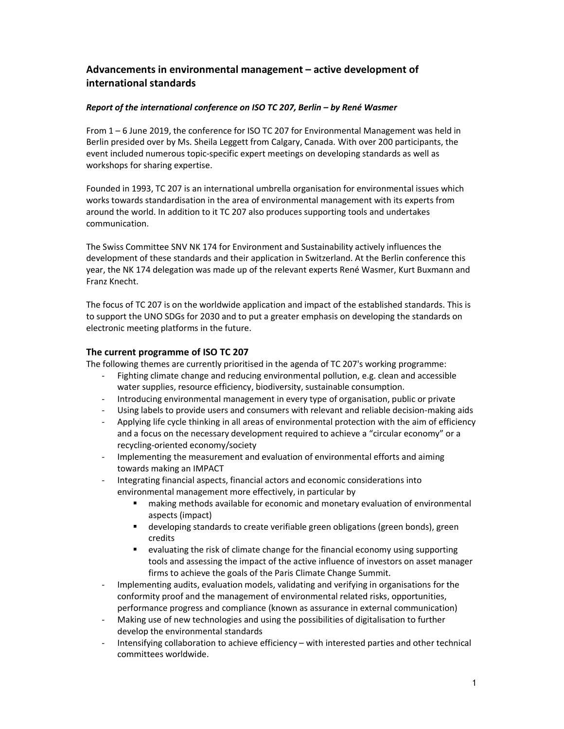# Advancements in environmental management – active development of international standards

***Report of the international conference on ISO TC 207, Berlin – by René Wasmer***

From 1 – 6 June 2019, the conference for ISO TC 207 for Environmental Management was held in Berlin presided over by Ms. Sheila Leggett from Calgary, Canada. With over 200 participants, the event included numerous topic-specific expert meetings on developing standards as well as workshops for sharing expertise.

Founded in 1993, TC 207 is an international umbrella organisation for environmental issues which works towards standardisation in the area of environmental management with its experts from around the world. In addition to it TC 207 also produces supporting tools and undertakes communication.

The Swiss Committee SNV NK 174 for Environment and Sustainability actively influences the development of these standards and their application in Switzerland. At the Berlin conference this year, the NK 174 delegation was made up of the relevant experts René Wasmer, Kurt Buxmann and Franz Knecht.

The focus of TC 207 is on the worldwide application and impact of the established standards. This is to support the UNO SDGs for 2030 and to put a greater emphasis on developing the standards on electronic meeting platforms in the future.

## The current programme of ISO TC 207

The following themes are currently prioritised in the agenda of TC 207's working programme:

- Fighting climate change and reducing environmental pollution, e.g. clean and accessible water supplies, resource efficiency, biodiversity, sustainable consumption.
- Introducing environmental management in every type of organisation, public or private
- Using labels to provide users and consumers with relevant and reliable decision-making aids
- Applying life cycle thinking in all areas of environmental protection with the aim of efficiency and a focus on the necessary development required to achieve a "circular economy" or a recycling-oriented economy/society
- Implementing the measurement and evaluation of environmental efforts and aiming towards making an IMPACT
- Integrating financial aspects, financial actors and economic considerations into environmental management more effectively, in particular by
  - making methods available for economic and monetary evaluation of environmental aspects (impact)
  - developing standards to create verifiable green obligations (green bonds), green credits
  - evaluating the risk of climate change for the financial economy using supporting tools and assessing the impact of the active influence of investors on asset manager firms to achieve the goals of the Paris Climate Change Summit.
- Implementing audits, evaluation models, validating and verifying in organisations for the conformity proof and the management of environmental related risks, opportunities, performance progress and compliance (known as assurance in external communication)
- Making use of new technologies and using the possibilities of digitalisation to further develop the environmental standards
- Intensifying collaboration to achieve efficiency – with interested parties and other technical committees worldwide.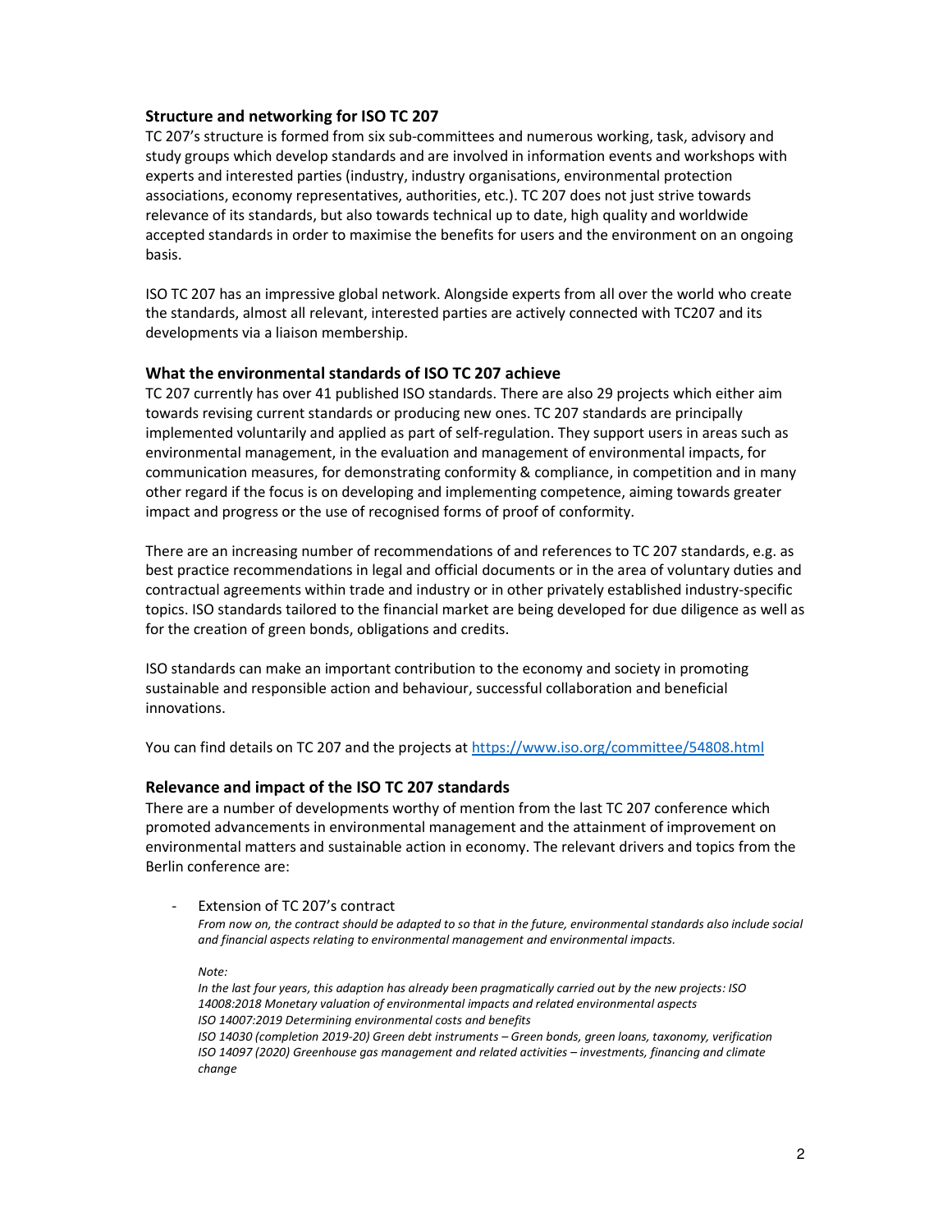## Structure and networking for ISO TC 207

TC 207's structure is formed from six sub-committees and numerous working, task, advisory and study groups which develop standards and are involved in information events and workshops with experts and interested parties (industry, industry organisations, environmental protection associations, economy representatives, authorities, etc.). TC 207 does not just strive towards relevance of its standards, but also towards technical up to date, high quality and worldwide accepted standards in order to maximise the benefits for users and the environment on an ongoing basis.

ISO TC 207 has an impressive global network. Alongside experts from all over the world who create the standards, almost all relevant, interested parties are actively connected with TC207 and its developments via a liaison membership.

## What the environmental standards of ISO TC 207 achieve

TC 207 currently has over 41 published ISO standards. There are also 29 projects which either aim towards revising current standards or producing new ones. TC 207 standards are principally implemented voluntarily and applied as part of self-regulation. They support users in areas such as environmental management, in the evaluation and management of environmental impacts, for communication measures, for demonstrating conformity & compliance, in competition and in many other regard if the focus is on developing and implementing competence, aiming towards greater impact and progress or the use of recognised forms of proof of conformity.

There are an increasing number of recommendations of and references to TC 207 standards, e.g. as best practice recommendations in legal and official documents or in the area of voluntary duties and contractual agreements within trade and industry or in other privately established industry-specific topics. ISO standards tailored to the financial market are being developed for due diligence as well as for the creation of green bonds, obligations and credits.

ISO standards can make an important contribution to the economy and society in promoting sustainable and responsible action and behaviour, successful collaboration and beneficial innovations.

You can find details on TC 207 and the projects at https://www.iso.org/committee/54808.html

## Relevance and impact of the ISO TC 207 standards

There are a number of developments worthy of mention from the last TC 207 conference which promoted advancements in environmental management and the attainment of improvement on environmental matters and sustainable action in economy. The relevant drivers and topics from the Berlin conference are:

- Extension of TC 207's contract

  *From now on, the contract should be adapted to so that in the future, environmental standards also include social and financial aspects relating to environmental management and environmental impacts.*

  *Note:*

  *In the last four years, this adaption has already been pragmatically carried out by the new projects: ISO 14008:2018 Monetary valuation of environmental impacts and related environmental aspects*
  *ISO 14007:2019 Determining environmental costs and benefits*
  *ISO 14030 (completion 2019-20) Green debt instruments – Green bonds, green loans, taxonomy, verification*
  *ISO 14097 (2020) Greenhouse gas management and related activities – investments, financing and climate change*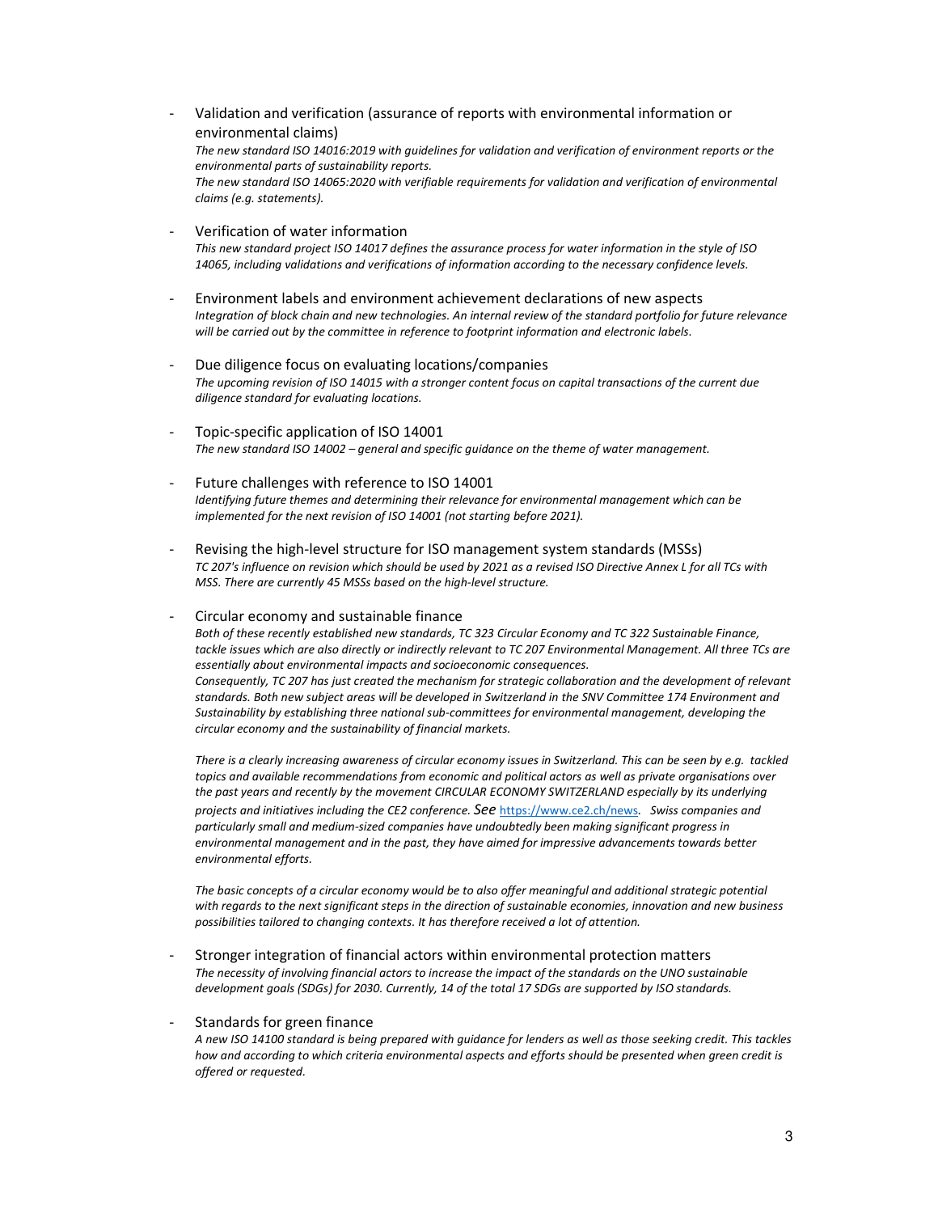- Validation and verification (assurance of reports with environmental information or environmental claims)
  *The new standard ISO 14016:2019 with guidelines for validation and verification of environment reports or the environmental parts of sustainability reports.*
  *The new standard ISO 14065:2020 with verifiable requirements for validation and verification of environmental claims (e.g. statements).*

- Verification of water information
  *This new standard project ISO 14017 defines the assurance process for water information in the style of ISO 14065, including validations and verifications of information according to the necessary confidence levels.*

- Environment labels and environment achievement declarations of new aspects
  *Integration of block chain and new technologies. An internal review of the standard portfolio for future relevance will be carried out by the committee in reference to footprint information and electronic labels.*

- Due diligence focus on evaluating locations/companies
  *The upcoming revision of ISO 14015 with a stronger content focus on capital transactions of the current due diligence standard for evaluating locations.*

- Topic-specific application of ISO 14001
  *The new standard ISO 14002 – general and specific guidance on the theme of water management.*

- Future challenges with reference to ISO 14001
  *Identifying future themes and determining their relevance for environmental management which can be implemented for the next revision of ISO 14001 (not starting before 2021).*

- Revising the high-level structure for ISO management system standards (MSSs)
  *TC 207's influence on revision which should be used by 2021 as a revised ISO Directive Annex L for all TCs with MSS. There are currently 45 MSSs based on the high-level structure.*

- Circular economy and sustainable finance
  *Both of these recently established new standards, TC 323 Circular Economy and TC 322 Sustainable Finance, tackle issues which are also directly or indirectly relevant to TC 207 Environmental Management. All three TCs are essentially about environmental impacts and socioeconomic consequences.*
  *Consequently, TC 207 has just created the mechanism for strategic collaboration and the development of relevant standards. Both new subject areas will be developed in Switzerland in the SNV Committee 174 Environment and Sustainability by establishing three national sub-committees for environmental management, developing the circular economy and the sustainability of financial markets.*

  *There is a clearly increasing awareness of circular economy issues in Switzerland. This can be seen by e.g. tackled topics and available recommendations from economic and political actors as well as private organisations over the past years and recently by the movement CIRCULAR ECONOMY SWITZERLAND especially by its underlying projects and initiatives including the CE2 conference. See* https://www.ce2.ch/news. *Swiss companies and particularly small and medium-sized companies have undoubtedly been making significant progress in environmental management and in the past, they have aimed for impressive advancements towards better environmental efforts.*

  *The basic concepts of a circular economy would be to also offer meaningful and additional strategic potential with regards to the next significant steps in the direction of sustainable economies, innovation and new business possibilities tailored to changing contexts. It has therefore received a lot of attention.*

- Stronger integration of financial actors within environmental protection matters
  *The necessity of involving financial actors to increase the impact of the standards on the UNO sustainable development goals (SDGs) for 2030. Currently, 14 of the total 17 SDGs are supported by ISO standards.*

- Standards for green finance
  *A new ISO 14100 standard is being prepared with guidance for lenders as well as those seeking credit. This tackles how and according to which criteria environmental aspects and efforts should be presented when green credit is offered or requested.*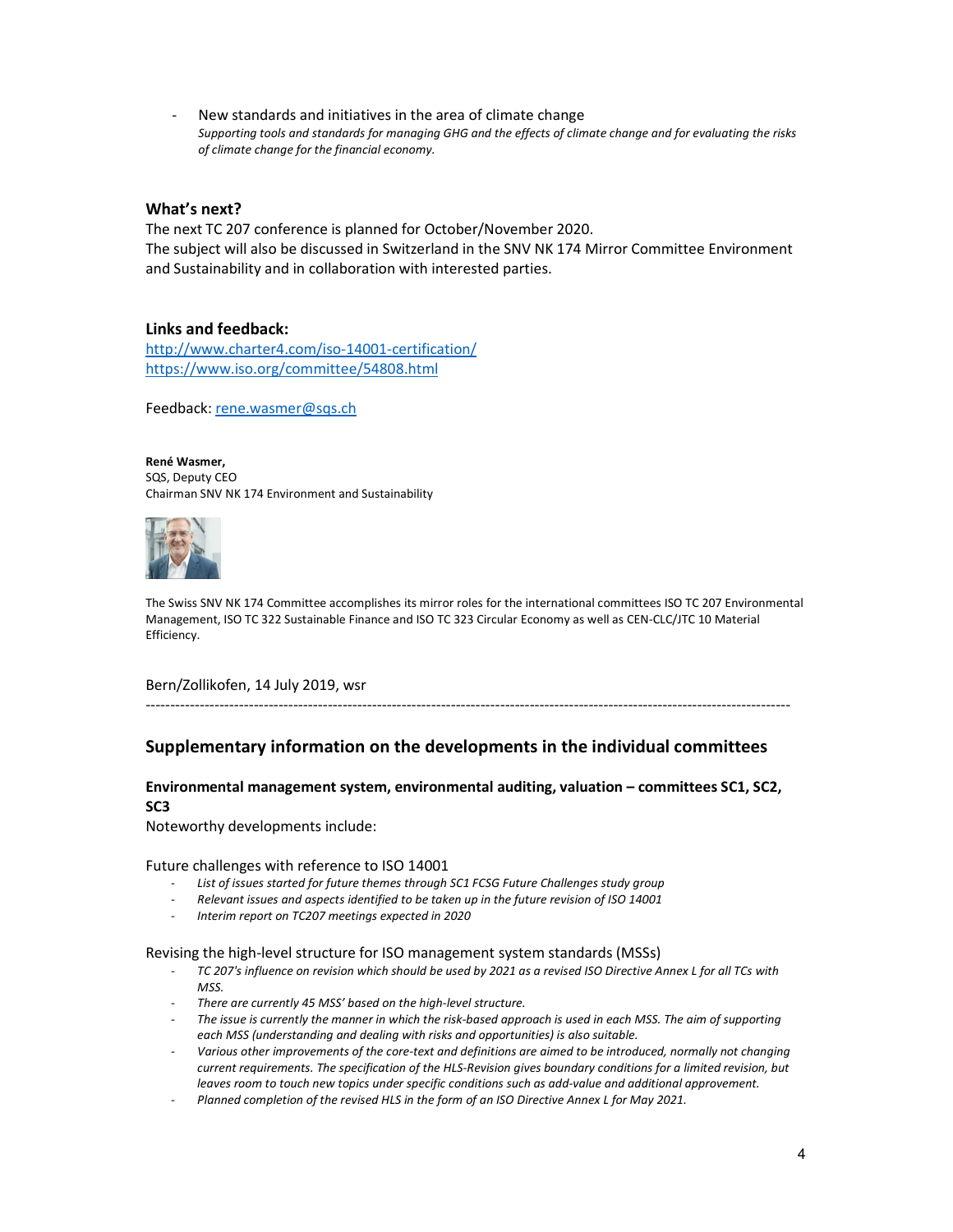- New standards and initiatives in the area of climate change
  *Supporting tools and standards for managing GHG and the effects of climate change and for evaluating the risks of climate change for the financial economy.*

### What's next?

The next TC 207 conference is planned for October/November 2020.
The subject will also be discussed in Switzerland in the SNV NK 174 Mirror Committee Environment and Sustainability and in collaboration with interested parties.

### Links and feedback:

http://www.charter4.com/iso-14001-certification/
https://www.iso.org/committee/54808.html

Feedback: rene.wasmer@sqs.ch

**René Wasmer,**
SQS, Deputy CEO
Chairman SNV NK 174 Environment and Sustainability

The Swiss SNV NK 174 Committee accomplishes its mirror roles for the international committees ISO TC 207 Environmental Management, ISO TC 322 Sustainable Finance and ISO TC 323 Circular Economy as well as CEN-CLC/JTC 10 Material Efficiency.

Bern/Zollikofen, 14 July 2019, wsr

---

## Supplementary information on the developments in the individual committees

### Environmental management system, environmental auditing, valuation – committees SC1, SC2, SC3

Noteworthy developments include:

Future challenges with reference to ISO 14001

- *List of issues started for future themes through SC1 FCSG Future Challenges study group*
- *Relevant issues and aspects identified to be taken up in the future revision of ISO 14001*
- *Interim report on TC207 meetings expected in 2020*

Revising the high-level structure for ISO management system standards (MSSs)

- *TC 207's influence on revision which should be used by 2021 as a revised ISO Directive Annex L for all TCs with MSS.*
- *There are currently 45 MSS' based on the high-level structure.*
- *The issue is currently the manner in which the risk-based approach is used in each MSS. The aim of supporting each MSS (understanding and dealing with risks and opportunities) is also suitable.*
- *Various other improvements of the core-text and definitions are aimed to be introduced, normally not changing current requirements. The specification of the HLS-Revision gives boundary conditions for a limited revision, but leaves room to touch new topics under specific conditions such as add-value and additional approvement.*
- *Planned completion of the revised HLS in the form of an ISO Directive Annex L for May 2021.*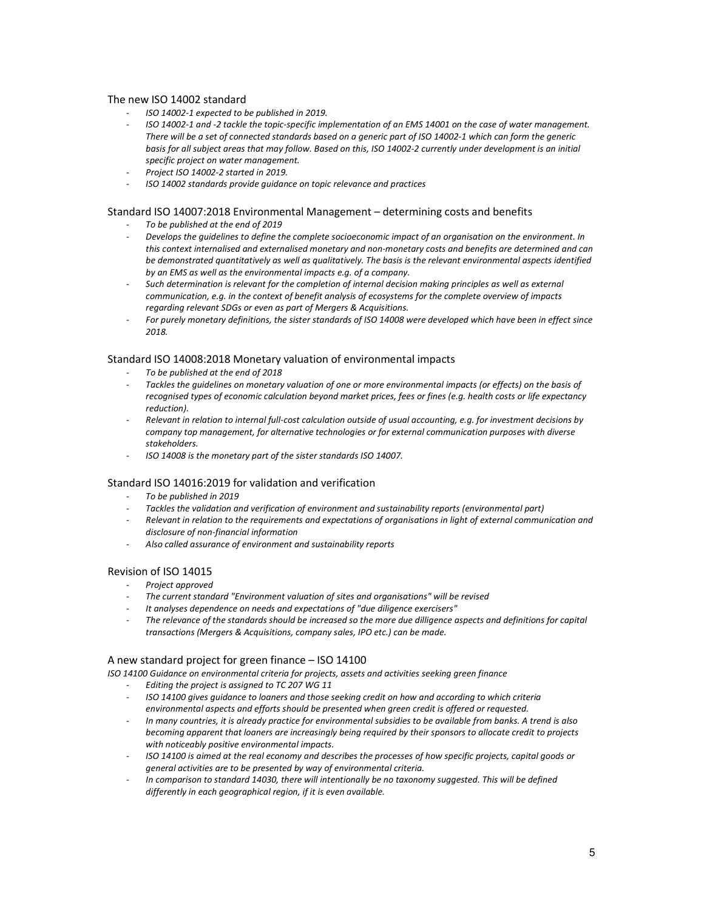## The new ISO 14002 standard

- *ISO 14002-1 expected to be published in 2019.*
- *ISO 14002-1 and -2 tackle the topic-specific implementation of an EMS 14001 on the case of water management. There will be a set of connected standards based on a generic part of ISO 14002-1 which can form the generic basis for all subject areas that may follow. Based on this, ISO 14002-2 currently under development is an initial specific project on water management.*
- *Project ISO 14002-2 started in 2019.*
- *ISO 14002 standards provide guidance on topic relevance and practices*

## Standard ISO 14007:2018 Environmental Management – determining costs and benefits

- *To be published at the end of 2019*
- *Develops the guidelines to define the complete socioeconomic impact of an organisation on the environment. In this context internalised and externalised monetary and non-monetary costs and benefits are determined and can be demonstrated quantitatively as well as qualitatively. The basis is the relevant environmental aspects identified by an EMS as well as the environmental impacts e.g. of a company.*
- *Such determination is relevant for the completion of internal decision making principles as well as external communication, e.g. in the context of benefit analysis of ecosystems for the complete overview of impacts regarding relevant SDGs or even as part of Mergers & Acquisitions.*
- *For purely monetary definitions, the sister standards of ISO 14008 were developed which have been in effect since 2018.*

## Standard ISO 14008:2018 Monetary valuation of environmental impacts

- *To be published at the end of 2018*
- *Tackles the guidelines on monetary valuation of one or more environmental impacts (or effects) on the basis of recognised types of economic calculation beyond market prices, fees or fines (e.g. health costs or life expectancy reduction).*
- *Relevant in relation to internal full-cost calculation outside of usual accounting, e.g. for investment decisions by company top management, for alternative technologies or for external communication purposes with diverse stakeholders.*
- *ISO 14008 is the monetary part of the sister standards ISO 14007.*

## Standard ISO 14016:2019 for validation and verification

- *To be published in 2019*
- *Tackles the validation and verification of environment and sustainability reports (environmental part)*
- *Relevant in relation to the requirements and expectations of organisations in light of external communication and disclosure of non-financial information*
- *Also called assurance of environment and sustainability reports*

## Revision of ISO 14015

- *Project approved*
- *The current standard "Environment valuation of sites and organisations" will be revised*
- *It analyses dependence on needs and expectations of "due diligence exercisers"*
- *The relevance of the standards should be increased so the more due dilligence aspects and definitions for capital transactions (Mergers & Acquisitions, company sales, IPO etc.) can be made.*

## A new standard project for green finance – ISO 14100

*ISO 14100 Guidance on environmental criteria for projects, assets and activities seeking green finance*

- *Editing the project is assigned to TC 207 WG 11*
- *ISO 14100 gives guidance to loaners and those seeking credit on how and according to which criteria environmental aspects and efforts should be presented when green credit is offered or requested.*
- *In many countries, it is already practice for environmental subsidies to be available from banks. A trend is also becoming apparent that loaners are increasingly being required by their sponsors to allocate credit to projects with noticeably positive environmental impacts.*
- *ISO 14100 is aimed at the real economy and describes the processes of how specific projects, capital goods or general activities are to be presented by way of environmental criteria.*
- *In comparison to standard 14030, there will intentionally be no taxonomy suggested. This will be defined differently in each geographical region, if it is even available.*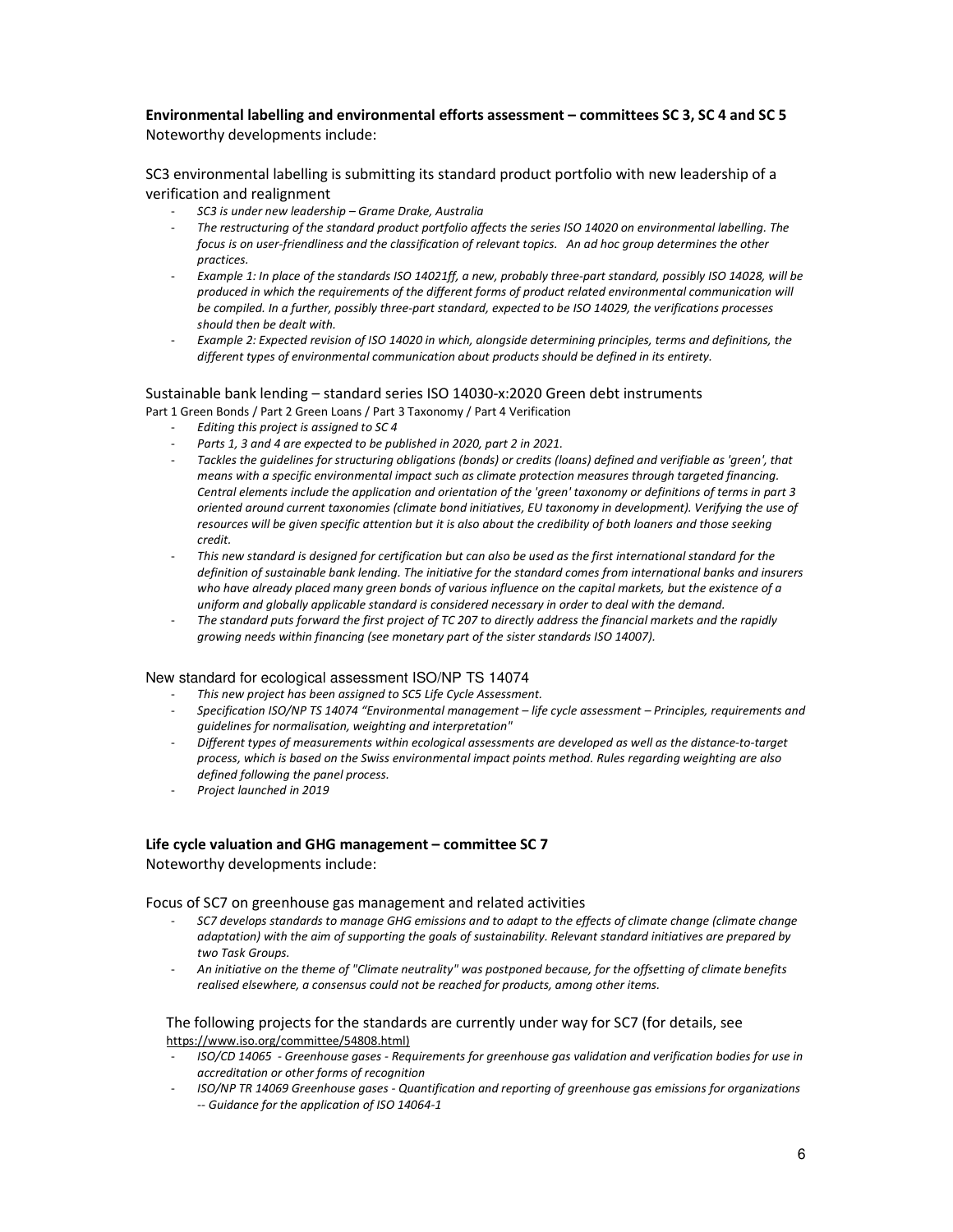**Environmental labelling and environmental efforts assessment – committees SC 3, SC 4 and SC 5**
Noteworthy developments include:

SC3 environmental labelling is submitting its standard product portfolio with new leadership of a verification and realignment

- *SC3 is under new leadership – Grame Drake, Australia*
- *The restructuring of the standard product portfolio affects the series ISO 14020 on environmental labelling. The focus is on user-friendliness and the classification of relevant topics. An ad hoc group determines the other practices.*
- *Example 1: In place of the standards ISO 14021ff, a new, probably three-part standard, possibly ISO 14028, will be produced in which the requirements of the different forms of product related environmental communication will be compiled. In a further, possibly three-part standard, expected to be ISO 14029, the verifications processes should then be dealt with.*
- *Example 2: Expected revision of ISO 14020 in which, alongside determining principles, terms and definitions, the different types of environmental communication about products should be defined in its entirety.*

Sustainable bank lending – standard series ISO 14030-x:2020 Green debt instruments
Part 1 Green Bonds / Part 2 Green Loans / Part 3 Taxonomy / Part 4 Verification

- *Editing this project is assigned to SC 4*
- *Parts 1, 3 and 4 are expected to be published in 2020, part 2 in 2021.*
- *Tackles the guidelines for structuring obligations (bonds) or credits (loans) defined and verifiable as 'green', that means with a specific environmental impact such as climate protection measures through targeted financing. Central elements include the application and orientation of the 'green' taxonomy or definitions of terms in part 3 oriented around current taxonomies (climate bond initiatives, EU taxonomy in development). Verifying the use of resources will be given specific attention but it is also about the credibility of both loaners and those seeking credit.*
- *This new standard is designed for certification but can also be used as the first international standard for the definition of sustainable bank lending. The initiative for the standard comes from international banks and insurers who have already placed many green bonds of various influence on the capital markets, but the existence of a uniform and globally applicable standard is considered necessary in order to deal with the demand.*
- *The standard puts forward the first project of TC 207 to directly address the financial markets and the rapidly growing needs within financing (see monetary part of the sister standards ISO 14007).*

New standard for ecological assessment ISO/NP TS 14074

- *This new project has been assigned to SC5 Life Cycle Assessment.*
- *Specification ISO/NP TS 14074 "Environmental management – life cycle assessment – Principles, requirements and guidelines for normalisation, weighting and interpretation"*
- *Different types of measurements within ecological assessments are developed as well as the distance-to-target process, which is based on the Swiss environmental impact points method. Rules regarding weighting are also defined following the panel process.*
- *Project launched in 2019*

**Life cycle valuation and GHG management – committee SC 7**
Noteworthy developments include:

Focus of SC7 on greenhouse gas management and related activities

- *SC7 develops standards to manage GHG emissions and to adapt to the effects of climate change (climate change adaptation) with the aim of supporting the goals of sustainability. Relevant standard initiatives are prepared by two Task Groups.*
- *An initiative on the theme of "Climate neutrality" was postponed because, for the offsetting of climate benefits realised elsewhere, a consensus could not be reached for products, among other items.*

The following projects for the standards are currently under way for SC7 (for details, see https://www.iso.org/committee/54808.html)

- *ISO/CD 14065 - Greenhouse gases - Requirements for greenhouse gas validation and verification bodies for use in accreditation or other forms of recognition*
- *ISO/NP TR 14069 Greenhouse gases - Quantification and reporting of greenhouse gas emissions for organizations -- Guidance for the application of ISO 14064-1*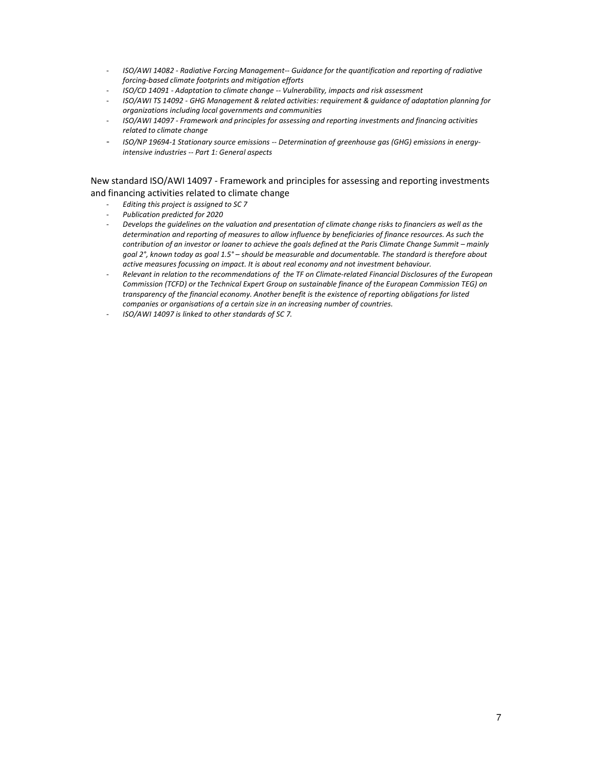- *ISO/AWI 14082 - Radiative Forcing Management-- Guidance for the quantification and reporting of radiative forcing-based climate footprints and mitigation efforts*
- *ISO/CD 14091 - Adaptation to climate change -- Vulnerability, impacts and risk assessment*
- *ISO/AWI TS 14092 - GHG Management & related activities: requirement & guidance of adaptation planning for organizations including local governments and communities*
- *ISO/AWI 14097 - Framework and principles for assessing and reporting investments and financing activities related to climate change*
- *ISO/NP 19694-1 Stationary source emissions -- Determination of greenhouse gas (GHG) emissions in energy-intensive industries -- Part 1: General aspects*

New standard ISO/AWI 14097 - Framework and principles for assessing and reporting investments and financing activities related to climate change

- *Editing this project is assigned to SC 7*
- *Publication predicted for 2020*
- *Develops the guidelines on the valuation and presentation of climate change risks to financiers as well as the determination and reporting of measures to allow influence by beneficiaries of finance resources. As such the contribution of an investor or loaner to achieve the goals defined at the Paris Climate Change Summit – mainly goal 2°, known today as goal 1.5° – should be measurable and documentable. The standard is therefore about active measures focussing on impact. It is about real economy and not investment behaviour.*
- *Relevant in relation to the recommendations of the TF on Climate-related Financial Disclosures of the European Commission (TCFD) or the Technical Expert Group on sustainable finance of the European Commission TEG) on transparency of the financial economy. Another benefit is the existence of reporting obligations for listed companies or organisations of a certain size in an increasing number of countries.*
- *ISO/AWI 14097 is linked to other standards of SC 7.*